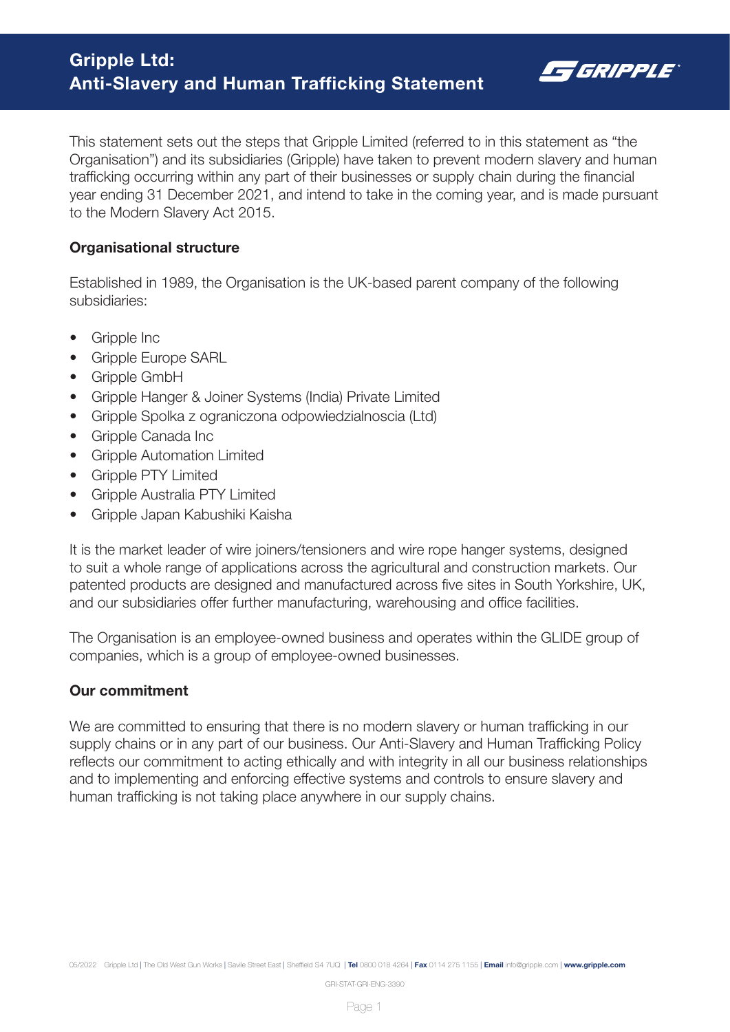# Gripple Ltd: Anti-Slavery and Human Trafficking Statement

This statement sets out the steps that Gripple Limited (referred to in this statement as "the Organisation") and its subsidiaries (Gripple) have taken to prevent modern slavery and human trafficking occurring within any part of their businesses or supply chain during the financial year ending 31 December 2021, and intend to take in the coming year, and is made pursuant to the Modern Slavery Act 2015.

## Organisational structure

Established in 1989, the Organisation is the UK-based parent company of the following subsidiaries:

- Gripple Inc
- Gripple Europe SARL
- Gripple GmbH
- Gripple Hanger & Joiner Systems (India) Private Limited
- Gripple Spolka z ograniczona odpowiedzialnoscia (Ltd)
- Gripple Canada Inc
- Gripple Automation Limited
- Gripple PTY Limited
- Gripple Australia PTY Limited
- Gripple Japan Kabushiki Kaisha

It is the market leader of wire joiners/tensioners and wire rope hanger systems, designed to suit a whole range of applications across the agricultural and construction markets. Our patented products are designed and manufactured across five sites in South Yorkshire, UK, and our subsidiaries offer further manufacturing, warehousing and office facilities.

The Organisation is an employee-owned business and operates within the GLIDE group of companies, which is a group of employee-owned businesses.

## Our commitment

We are committed to ensuring that there is no modern slavery or human trafficking in our supply chains or in any part of our business. Our Anti-Slavery and Human Trafficking Policy reflects our commitment to acting ethically and with integrity in all our business relationships and to implementing and enforcing effective systems and controls to ensure slavery and human trafficking is not taking place anywhere in our supply chains.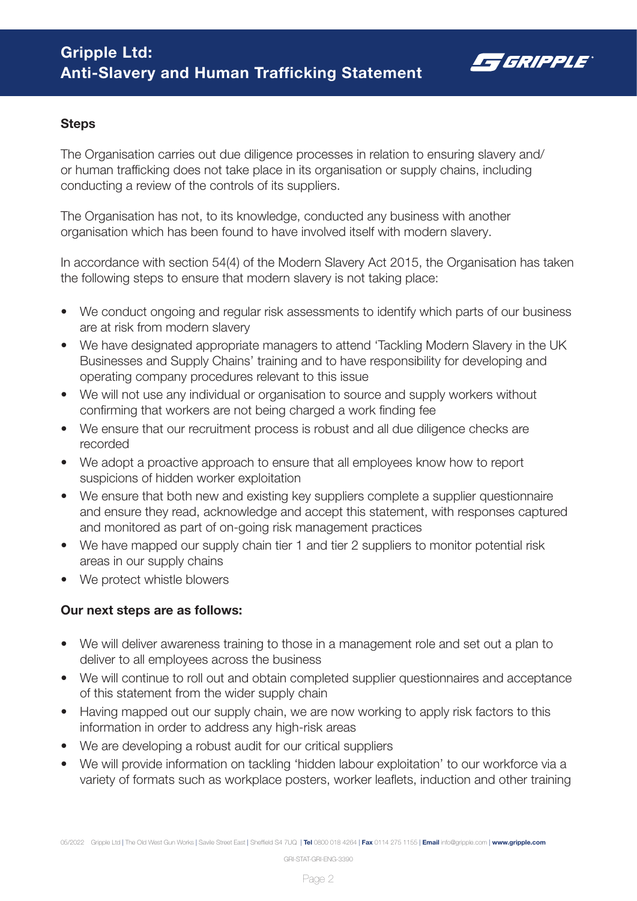### Steps

The Organisation carries out due diligence processes in relation to ensuring slavery and/or human trafficking does not take place in its organisation or supply chains, including conducting a review of the controls of its suppliers.

The Organisation has not, to its knowledge, conducted any business with another organisation which has been found to have involved itself with modern slavery.

In accordance with section 54(4) of the Modern Slavery Act 2015, the Organisation has taken the following steps to ensure that modern slavery is not taking place:

- We conduct ongoing and regular risk assessments to identify which parts of our business are at risk from modern slavery
- We have designated appropriate managers to attend 'Tackling Modern Slavery in the UK Businesses and Supply Chains' training and to have responsibility for developing and operating company procedures relevant to this issue
- We will not use any individual or organisation to source and supply workers without confirming that workers are not being charged a work finding fee
- We ensure that our recruitment process is robust and all due diligence checks are recorded
- We adopt a proactive approach to ensure that all employees know how to report suspicions of hidden worker exploitation
- We ensure that both new and existing key suppliers complete a supplier questionnaire and ensure they read, acknowledge and accept this statement, with responses captured and monitored as part of on-going risk management practices
- We have mapped our supply chain tier 1 and tier 2 suppliers to monitor potential risk areas in our supply chains
- We protect whistle blowers

### Our next steps are as follows:

- We will deliver awareness training to those in a management role and set out a plan to deliver to all employees across the business
- We will continue to roll out and obtain completed supplier questionnaires and acceptance of this statement from the wider supply chain
- Having mapped out our supply chain, we are now working to apply risk factors to this information in order to address any high-risk areas
- We are developing a robust audit for our critical suppliers
- We will provide information on tackling 'hidden labour exploitation' to our workforce via a variety of formats such as workplace posters, worker leaflets, induction and other training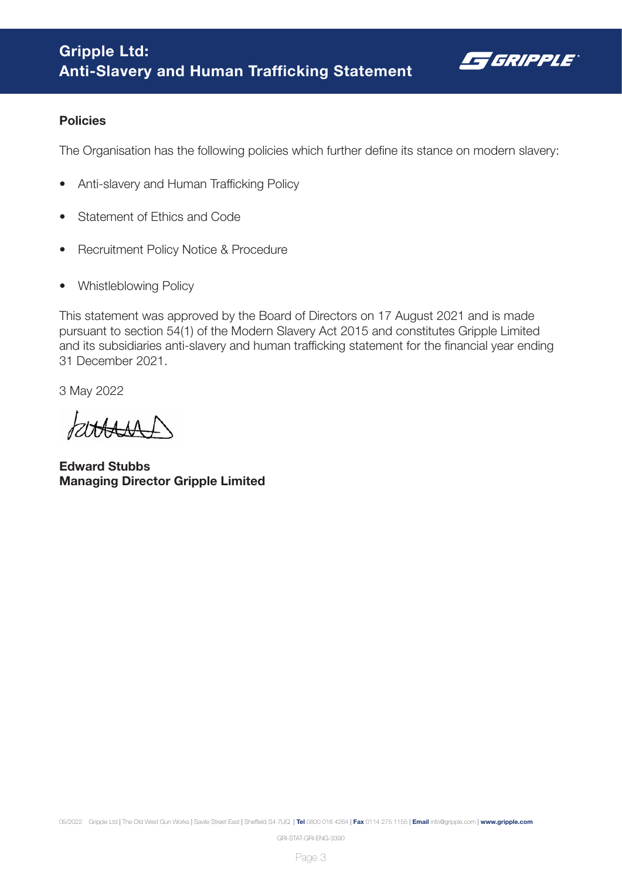## Policies

The Organisation has the following policies which further define its stance on modern slavery:

- Anti-slavery and Human Trafficking Policy
- Statement of Ethics and Code
- Recruitment Policy Notice & Procedure
- Whistleblowing Policy

This statement was approved by the Board of Directors on 17 August 2021 and is made pursuant to section 54(1) of the Modern Slavery Act 2015 and constitutes Gripple Limited and its subsidiaries anti-slavery and human trafficking statement for the financial year ending 31 December 2021.

3 May 2022

**Edward Stubbs**
**Managing Director Gripple Limited**

05/2022 Gripple Ltd | The Old West Gun Works | Savile Street East | Sheffield S4 7UQ | **Tel** 0800 018 4264 | **Fax** 0114 275 1155 | **Email** info@gripple.com | **www.gripple.com**

GRI-STAT-GRI-ENG-3390